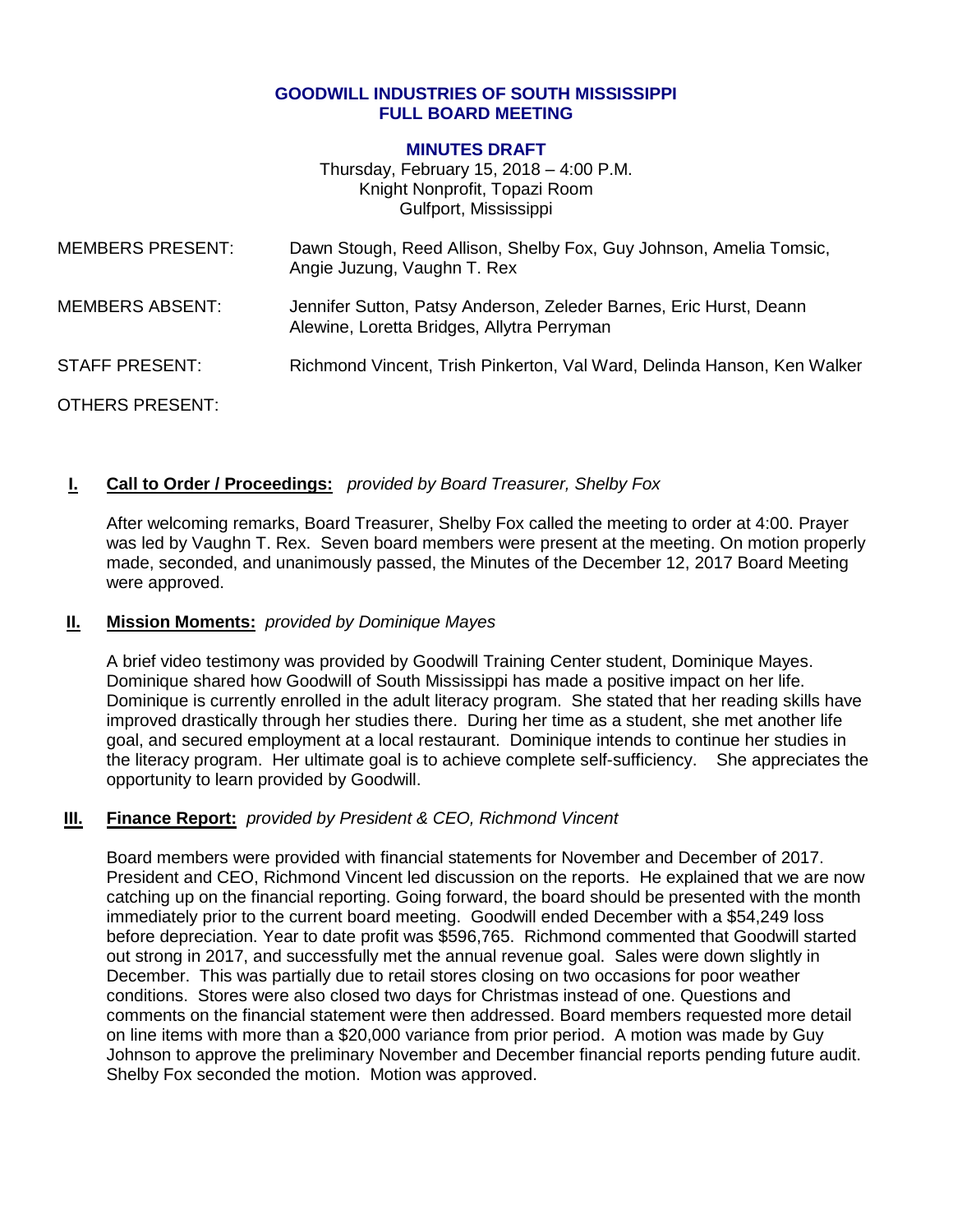**GOODWILL INDUSTRIES OF SOUTH MISSISSIPPI**
**FULL BOARD MEETING**

**MINUTES DRAFT**
Thursday, February 15, 2018 – 4:00 P.M.
Knight Nonprofit, Topazi Room
Gulfport, Mississippi

MEMBERS PRESENT: Dawn Stough, Reed Allison, Shelby Fox, Guy Johnson, Amelia Tomsic, Angie Juzung, Vaughn T. Rex

MEMBERS ABSENT: Jennifer Sutton, Patsy Anderson, Zeleder Barnes, Eric Hurst, Deann Alewine, Loretta Bridges, Allytra Perryman

STAFF PRESENT: Richmond Vincent, Trish Pinkerton, Val Ward, Delinda Hanson, Ken Walker

OTHERS PRESENT:

**I. Call to Order / Proceedings:** *provided by Board Treasurer, Shelby Fox*

After welcoming remarks, Board Treasurer, Shelby Fox called the meeting to order at 4:00. Prayer was led by Vaughn T. Rex. Seven board members were present at the meeting. On motion properly made, seconded, and unanimously passed, the Minutes of the December 12, 2017 Board Meeting were approved.

**II. Mission Moments:** *provided by Dominique Mayes*

A brief video testimony was provided by Goodwill Training Center student, Dominique Mayes. Dominique shared how Goodwill of South Mississippi has made a positive impact on her life. Dominique is currently enrolled in the adult literacy program. She stated that her reading skills have improved drastically through her studies there. During her time as a student, she met another life goal, and secured employment at a local restaurant. Dominique intends to continue her studies in the literacy program. Her ultimate goal is to achieve complete self-sufficiency. She appreciates the opportunity to learn provided by Goodwill.

**III. Finance Report:** *provided by President & CEO, Richmond Vincent*

Board members were provided with financial statements for November and December of 2017. President and CEO, Richmond Vincent led discussion on the reports. He explained that we are now catching up on the financial reporting. Going forward, the board should be presented with the month immediately prior to the current board meeting. Goodwill ended December with a $54,249 loss before depreciation. Year to date profit was $596,765. Richmond commented that Goodwill started out strong in 2017, and successfully met the annual revenue goal. Sales were down slightly in December. This was partially due to retail stores closing on two occasions for poor weather conditions. Stores were also closed two days for Christmas instead of one. Questions and comments on the financial statement were then addressed. Board members requested more detail on line items with more than a $20,000 variance from prior period. A motion was made by Guy Johnson to approve the preliminary November and December financial reports pending future audit. Shelby Fox seconded the motion. Motion was approved.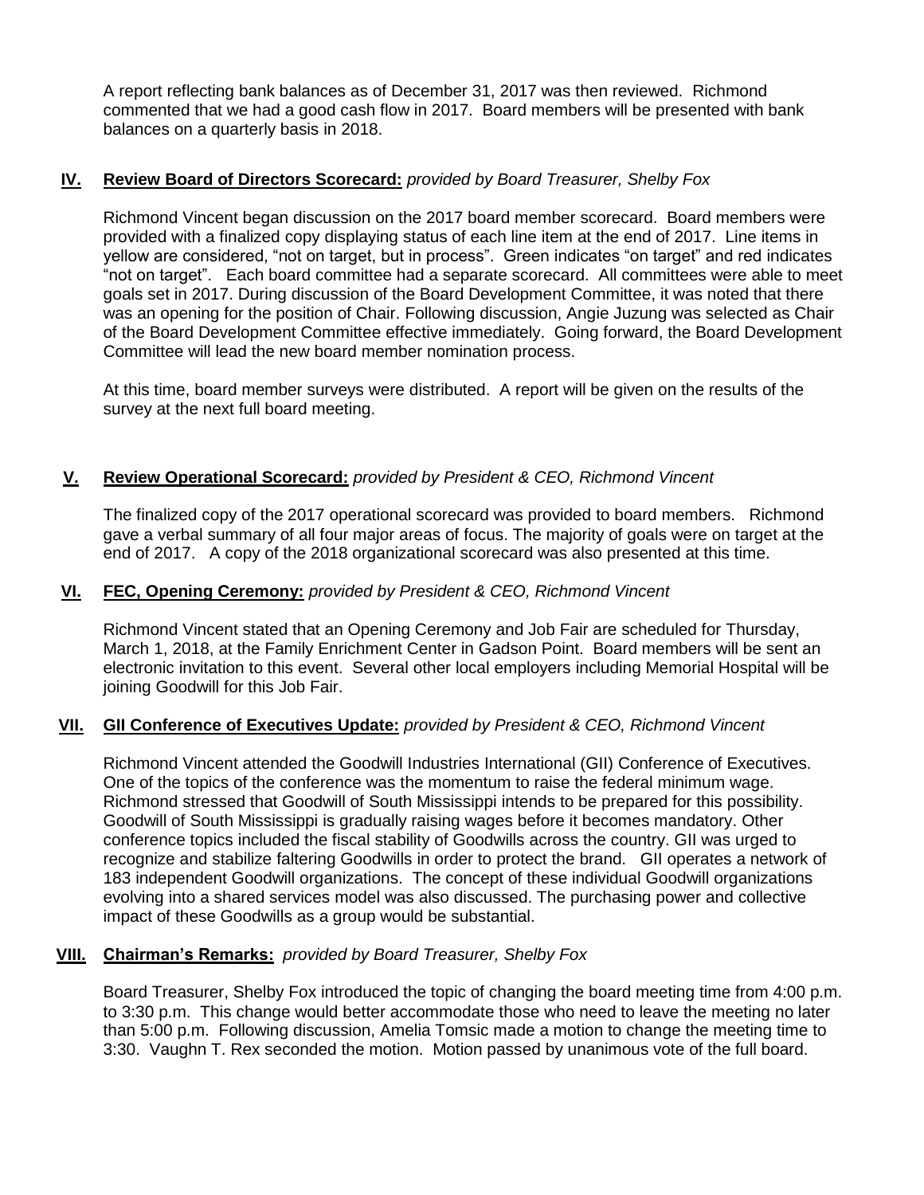A report reflecting bank balances as of December 31, 2017 was then reviewed. Richmond commented that we had a good cash flow in 2017. Board members will be presented with bank balances on a quarterly basis in 2018.

## IV. **Review Board of Directors Scorecard:** *provided by Board Treasurer, Shelby Fox*

Richmond Vincent began discussion on the 2017 board member scorecard. Board members were provided with a finalized copy displaying status of each line item at the end of 2017. Line items in yellow are considered, "not on target, but in process". Green indicates "on target" and red indicates "not on target". Each board committee had a separate scorecard. All committees were able to meet goals set in 2017. During discussion of the Board Development Committee, it was noted that there was an opening for the position of Chair. Following discussion, Angie Juzung was selected as Chair of the Board Development Committee effective immediately. Going forward, the Board Development Committee will lead the new board member nomination process.

At this time, board member surveys were distributed. A report will be given on the results of the survey at the next full board meeting.

## V. **Review Operational Scorecard:** *provided by President & CEO, Richmond Vincent*

The finalized copy of the 2017 operational scorecard was provided to board members. Richmond gave a verbal summary of all four major areas of focus. The majority of goals were on target at the end of 2017. A copy of the 2018 organizational scorecard was also presented at this time.

## VI. **FEC, Opening Ceremony:** *provided by President & CEO, Richmond Vincent*

Richmond Vincent stated that an Opening Ceremony and Job Fair are scheduled for Thursday, March 1, 2018, at the Family Enrichment Center in Gadson Point. Board members will be sent an electronic invitation to this event. Several other local employers including Memorial Hospital will be joining Goodwill for this Job Fair.

## VII. **GII Conference of Executives Update:** *provided by President & CEO, Richmond Vincent*

Richmond Vincent attended the Goodwill Industries International (GII) Conference of Executives. One of the topics of the conference was the momentum to raise the federal minimum wage. Richmond stressed that Goodwill of South Mississippi intends to be prepared for this possibility. Goodwill of South Mississippi is gradually raising wages before it becomes mandatory. Other conference topics included the fiscal stability of Goodwills across the country. GII was urged to recognize and stabilize faltering Goodwills in order to protect the brand. GII operates a network of 183 independent Goodwill organizations. The concept of these individual Goodwill organizations evolving into a shared services model was also discussed. The purchasing power and collective impact of these Goodwills as a group would be substantial.

## VIII. **Chairman's Remarks:** *provided by Board Treasurer, Shelby Fox*

Board Treasurer, Shelby Fox introduced the topic of changing the board meeting time from 4:00 p.m. to 3:30 p.m. This change would better accommodate those who need to leave the meeting no later than 5:00 p.m. Following discussion, Amelia Tomsic made a motion to change the meeting time to 3:30. Vaughn T. Rex seconded the motion. Motion passed by unanimous vote of the full board.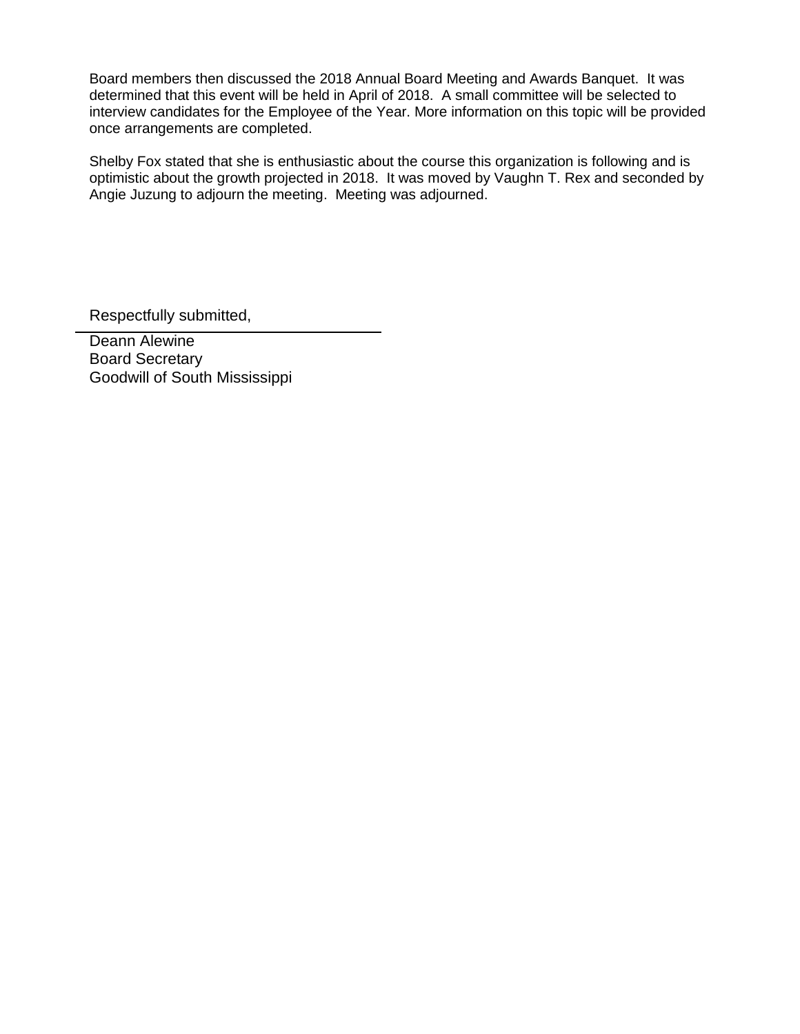Board members then discussed the 2018 Annual Board Meeting and Awards Banquet. It was determined that this event will be held in April of 2018. A small committee will be selected to interview candidates for the Employee of the Year. More information on this topic will be provided once arrangements are completed.

Shelby Fox stated that she is enthusiastic about the course this organization is following and is optimistic about the growth projected in 2018. It was moved by Vaughn T. Rex and seconded by Angie Juzung to adjourn the meeting. Meeting was adjourned.

Respectfully submitted,

Deann Alewine
Board Secretary
Goodwill of South Mississippi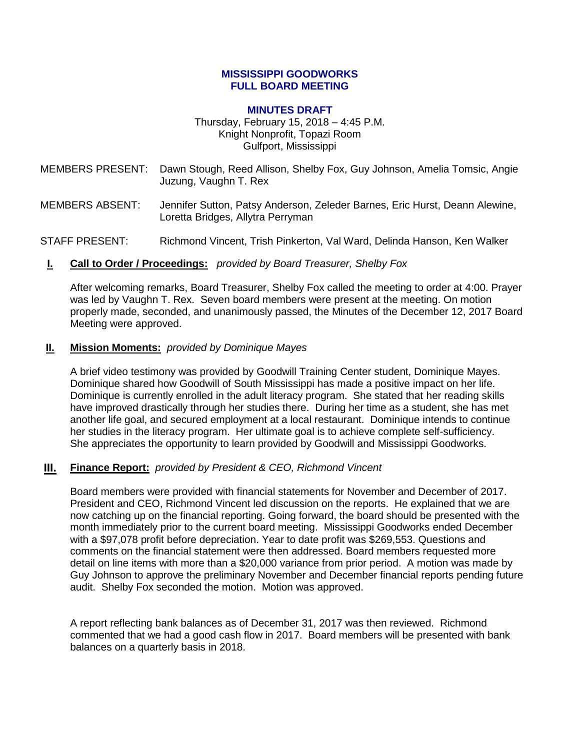**MISSISSIPPI GOODWORKS**
**FULL BOARD MEETING**

**MINUTES DRAFT**

Thursday, February 15, 2018 – 4:45 P.M.
Knight Nonprofit, Topazi Room
Gulfport, Mississippi

MEMBERS PRESENT: Dawn Stough, Reed Allison, Shelby Fox, Guy Johnson, Amelia Tomsic, Angie Juzung, Vaughn T. Rex

MEMBERS ABSENT: Jennifer Sutton, Patsy Anderson, Zeleder Barnes, Eric Hurst, Deann Alewine, Loretta Bridges, Allytra Perryman

STAFF PRESENT: Richmond Vincent, Trish Pinkerton, Val Ward, Delinda Hanson, Ken Walker

**I. Call to Order / Proceedings:** *provided by Board Treasurer, Shelby Fox*

After welcoming remarks, Board Treasurer, Shelby Fox called the meeting to order at 4:00. Prayer was led by Vaughn T. Rex. Seven board members were present at the meeting. On motion properly made, seconded, and unanimously passed, the Minutes of the December 12, 2017 Board Meeting were approved.

**II. Mission Moments:** *provided by Dominique Mayes*

A brief video testimony was provided by Goodwill Training Center student, Dominique Mayes. Dominique shared how Goodwill of South Mississippi has made a positive impact on her life. Dominique is currently enrolled in the adult literacy program. She stated that her reading skills have improved drastically through her studies there. During her time as a student, she has met another life goal, and secured employment at a local restaurant. Dominique intends to continue her studies in the literacy program. Her ultimate goal is to achieve complete self-sufficiency. She appreciates the opportunity to learn provided by Goodwill and Mississippi Goodworks.

**III. Finance Report:** *provided by President & CEO, Richmond Vincent*

Board members were provided with financial statements for November and December of 2017. President and CEO, Richmond Vincent led discussion on the reports. He explained that we are now catching up on the financial reporting. Going forward, the board should be presented with the month immediately prior to the current board meeting. Mississippi Goodworks ended December with a $97,078 profit before depreciation. Year to date profit was $269,553. Questions and comments on the financial statement were then addressed. Board members requested more detail on line items with more than a $20,000 variance from prior period. A motion was made by Guy Johnson to approve the preliminary November and December financial reports pending future audit. Shelby Fox seconded the motion. Motion was approved.

A report reflecting bank balances as of December 31, 2017 was then reviewed. Richmond commented that we had a good cash flow in 2017. Board members will be presented with bank balances on a quarterly basis in 2018.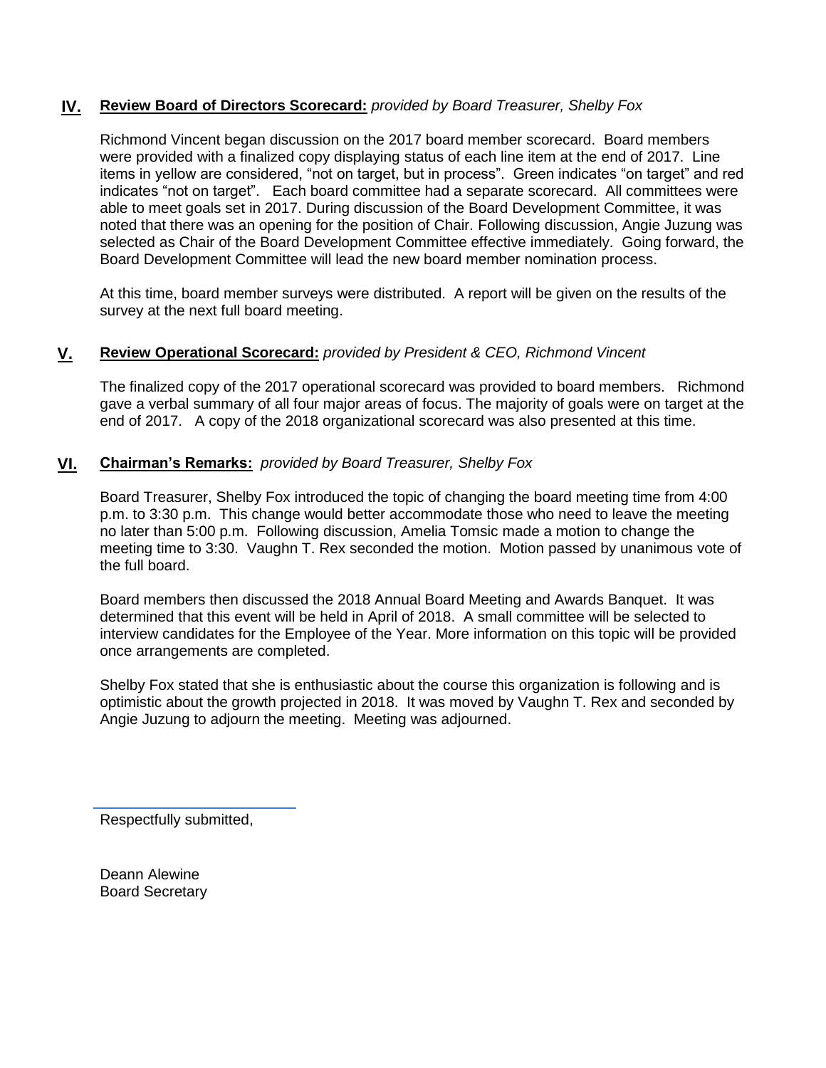## IV. Review Board of Directors Scorecard: *provided by Board Treasurer, Shelby Fox*

Richmond Vincent began discussion on the 2017 board member scorecard. Board members were provided with a finalized copy displaying status of each line item at the end of 2017. Line items in yellow are considered, "not on target, but in process". Green indicates "on target" and red indicates "not on target". Each board committee had a separate scorecard. All committees were able to meet goals set in 2017. During discussion of the Board Development Committee, it was noted that there was an opening for the position of Chair. Following discussion, Angie Juzung was selected as Chair of the Board Development Committee effective immediately. Going forward, the Board Development Committee will lead the new board member nomination process.

At this time, board member surveys were distributed. A report will be given on the results of the survey at the next full board meeting.

## V. Review Operational Scorecard: *provided by President & CEO, Richmond Vincent*

The finalized copy of the 2017 operational scorecard was provided to board members. Richmond gave a verbal summary of all four major areas of focus. The majority of goals were on target at the end of 2017. A copy of the 2018 organizational scorecard was also presented at this time.

## VI. Chairman's Remarks: *provided by Board Treasurer, Shelby Fox*

Board Treasurer, Shelby Fox introduced the topic of changing the board meeting time from 4:00 p.m. to 3:30 p.m. This change would better accommodate those who need to leave the meeting no later than 5:00 p.m. Following discussion, Amelia Tomsic made a motion to change the meeting time to 3:30. Vaughn T. Rex seconded the motion. Motion passed by unanimous vote of the full board.

Board members then discussed the 2018 Annual Board Meeting and Awards Banquet. It was determined that this event will be held in April of 2018. A small committee will be selected to interview candidates for the Employee of the Year. More information on this topic will be provided once arrangements are completed.

Shelby Fox stated that she is enthusiastic about the course this organization is following and is optimistic about the growth projected in 2018. It was moved by Vaughn T. Rex and seconded by Angie Juzung to adjourn the meeting. Meeting was adjourned.

Respectfully submitted,

Deann Alewine
Board Secretary